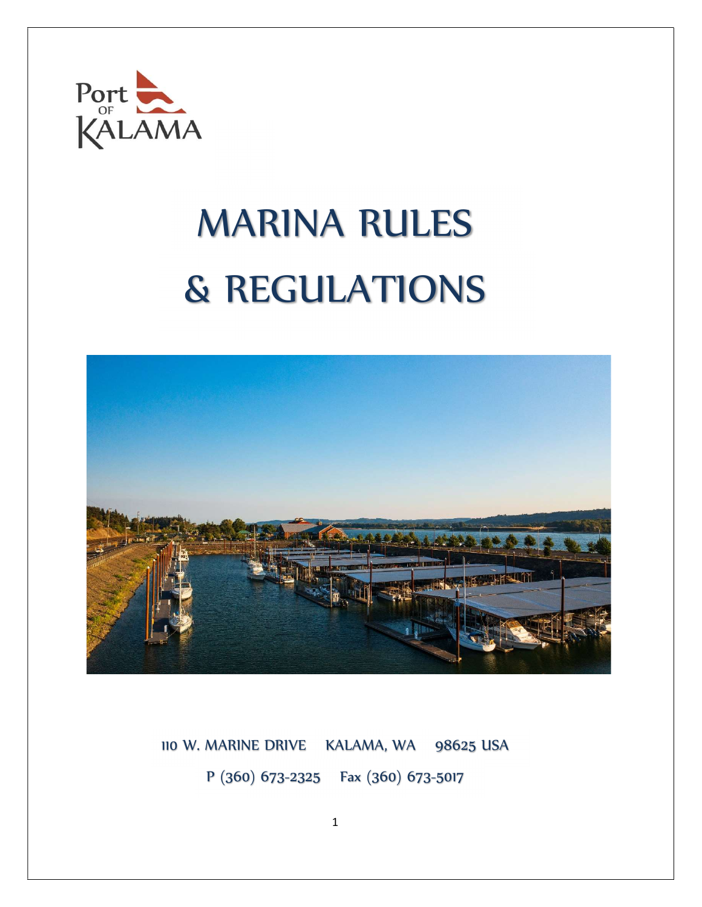Port OF KALAMA

# MARINA RULES & REGULATIONS

110 W. MARINE DRIVE KALAMA, WA 98625 USA

P (360) 673-2325 Fax (360) 673-5017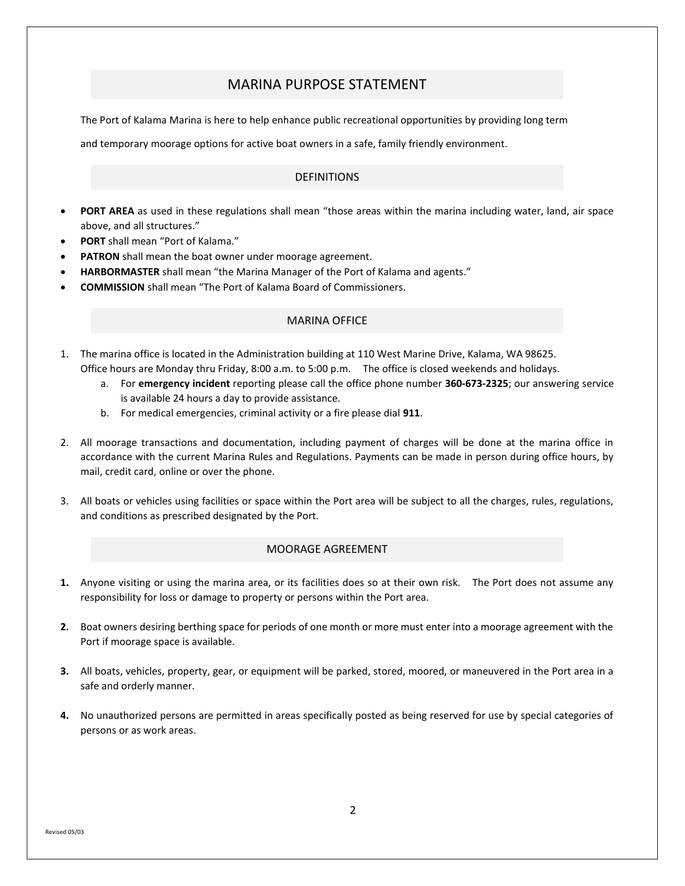## MARINA PURPOSE STATEMENT

The Port of Kalama Marina is here to help enhance public recreational opportunities by providing long term and temporary moorage options for active boat owners in a safe, family friendly environment.

## DEFINITIONS

- **PORT AREA** as used in these regulations shall mean "those areas within the marina including water, land, air space above, and all structures."
- **PORT** shall mean "Port of Kalama."
- **PATRON** shall mean the boat owner under moorage agreement.
- **HARBORMASTER** shall mean "the Marina Manager of the Port of Kalama and agents."
- **COMMISSION** shall mean "The Port of Kalama Board of Commissioners.

## MARINA OFFICE

1. The marina office is located in the Administration building at 110 West Marine Drive, Kalama, WA 98625. Office hours are Monday thru Friday, 8:00 a.m. to 5:00 p.m. The office is closed weekends and holidays.
   a. For **emergency incident** reporting please call the office phone number **360-673-2325**; our answering service is available 24 hours a day to provide assistance.
   b. For medical emergencies, criminal activity or a fire please dial **911**.

2. All moorage transactions and documentation, including payment of charges will be done at the marina office in accordance with the current Marina Rules and Regulations. Payments can be made in person during office hours, by mail, credit card, online or over the phone.

3. All boats or vehicles using facilities or space within the Port area will be subject to all the charges, rules, regulations, and conditions as prescribed designated by the Port.

## MOORAGE AGREEMENT

**1.** Anyone visiting or using the marina area, or its facilities does so at their own risk. The Port does not assume any responsibility for loss or damage to property or persons within the Port area.

**2.** Boat owners desiring berthing space for periods of one month or more must enter into a moorage agreement with the Port if moorage space is available.

**3.** All boats, vehicles, property, gear, or equipment will be parked, stored, moored, or maneuvered in the Port area in a safe and orderly manner.

**4.** No unauthorized persons are permitted in areas specifically posted as being reserved for use by special categories of persons or as work areas.

Revised 05/03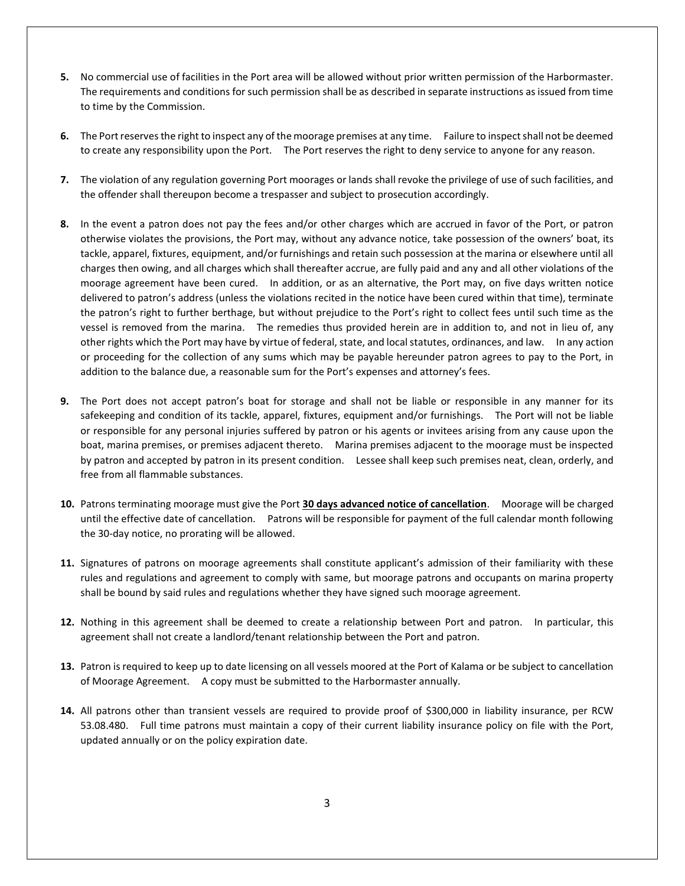**5.** No commercial use of facilities in the Port area will be allowed without prior written permission of the Harbormaster. The requirements and conditions for such permission shall be as described in separate instructions as issued from time to time by the Commission.

**6.** The Port reserves the right to inspect any of the moorage premises at any time. Failure to inspect shall not be deemed to create any responsibility upon the Port. The Port reserves the right to deny service to anyone for any reason.

**7.** The violation of any regulation governing Port moorages or lands shall revoke the privilege of use of such facilities, and the offender shall thereupon become a trespasser and subject to prosecution accordingly.

**8.** In the event a patron does not pay the fees and/or other charges which are accrued in favor of the Port, or patron otherwise violates the provisions, the Port may, without any advance notice, take possession of the owners' boat, its tackle, apparel, fixtures, equipment, and/or furnishings and retain such possession at the marina or elsewhere until all charges then owing, and all charges which shall thereafter accrue, are fully paid and any and all other violations of the moorage agreement have been cured. In addition, or as an alternative, the Port may, on five days written notice delivered to patron's address (unless the violations recited in the notice have been cured within that time), terminate the patron's right to further berthage, but without prejudice to the Port's right to collect fees until such time as the vessel is removed from the marina. The remedies thus provided herein are in addition to, and not in lieu of, any other rights which the Port may have by virtue of federal, state, and local statutes, ordinances, and law. In any action or proceeding for the collection of any sums which may be payable hereunder patron agrees to pay to the Port, in addition to the balance due, a reasonable sum for the Port's expenses and attorney's fees.

**9.** The Port does not accept patron's boat for storage and shall not be liable or responsible in any manner for its safekeeping and condition of its tackle, apparel, fixtures, equipment and/or furnishings. The Port will not be liable or responsible for any personal injuries suffered by patron or his agents or invitees arising from any cause upon the boat, marina premises, or premises adjacent thereto. Marina premises adjacent to the moorage must be inspected by patron and accepted by patron in its present condition. Lessee shall keep such premises neat, clean, orderly, and free from all flammable substances.

**10.** Patrons terminating moorage must give the Port **<u>30 days advanced notice of cancellation</u>**. Moorage will be charged until the effective date of cancellation. Patrons will be responsible for payment of the full calendar month following the 30-day notice, no prorating will be allowed.

**11.** Signatures of patrons on moorage agreements shall constitute applicant's admission of their familiarity with these rules and regulations and agreement to comply with same, but moorage patrons and occupants on marina property shall be bound by said rules and regulations whether they have signed such moorage agreement.

**12.** Nothing in this agreement shall be deemed to create a relationship between Port and patron. In particular, this agreement shall not create a landlord/tenant relationship between the Port and patron.

**13.** Patron is required to keep up to date licensing on all vessels moored at the Port of Kalama or be subject to cancellation of Moorage Agreement. A copy must be submitted to the Harbormaster annually.

**14.** All patrons other than transient vessels are required to provide proof of $300,000 in liability insurance, per RCW 53.08.480. Full time patrons must maintain a copy of their current liability insurance policy on file with the Port, updated annually or on the policy expiration date.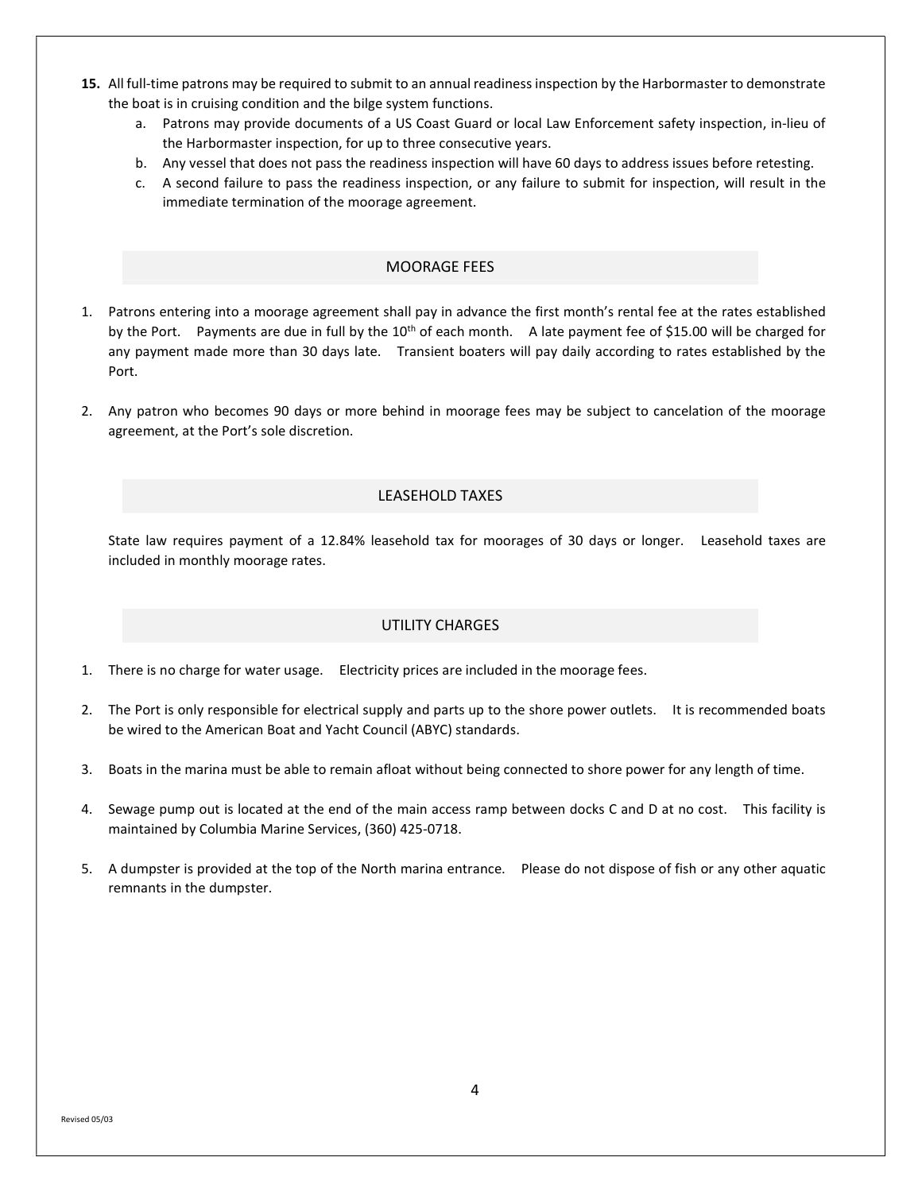**15.** All full-time patrons may be required to submit to an annual readiness inspection by the Harbormaster to demonstrate the boat is in cruising condition and the bilge system functions.

   a. Patrons may provide documents of a US Coast Guard or local Law Enforcement safety inspection, in-lieu of the Harbormaster inspection, for up to three consecutive years.
   b. Any vessel that does not pass the readiness inspection will have 60 days to address issues before retesting.
   c. A second failure to pass the readiness inspection, or any failure to submit for inspection, will result in the immediate termination of the moorage agreement.

## MOORAGE FEES

1. Patrons entering into a moorage agreement shall pay in advance the first month's rental fee at the rates established by the Port. Payments are due in full by the 10th of each month. A late payment fee of $15.00 will be charged for any payment made more than 30 days late. Transient boaters will pay daily according to rates established by the Port.

2. Any patron who becomes 90 days or more behind in moorage fees may be subject to cancelation of the moorage agreement, at the Port's sole discretion.

## LEASEHOLD TAXES

State law requires payment of a 12.84% leasehold tax for moorages of 30 days or longer. Leasehold taxes are included in monthly moorage rates.

## UTILITY CHARGES

1. There is no charge for water usage. Electricity prices are included in the moorage fees.

2. The Port is only responsible for electrical supply and parts up to the shore power outlets. It is recommended boats be wired to the American Boat and Yacht Council (ABYC) standards.

3. Boats in the marina must be able to remain afloat without being connected to shore power for any length of time.

4. Sewage pump out is located at the end of the main access ramp between docks C and D at no cost. This facility is maintained by Columbia Marine Services, (360) 425-0718.

5. A dumpster is provided at the top of the North marina entrance. Please do not dispose of fish or any other aquatic remnants in the dumpster.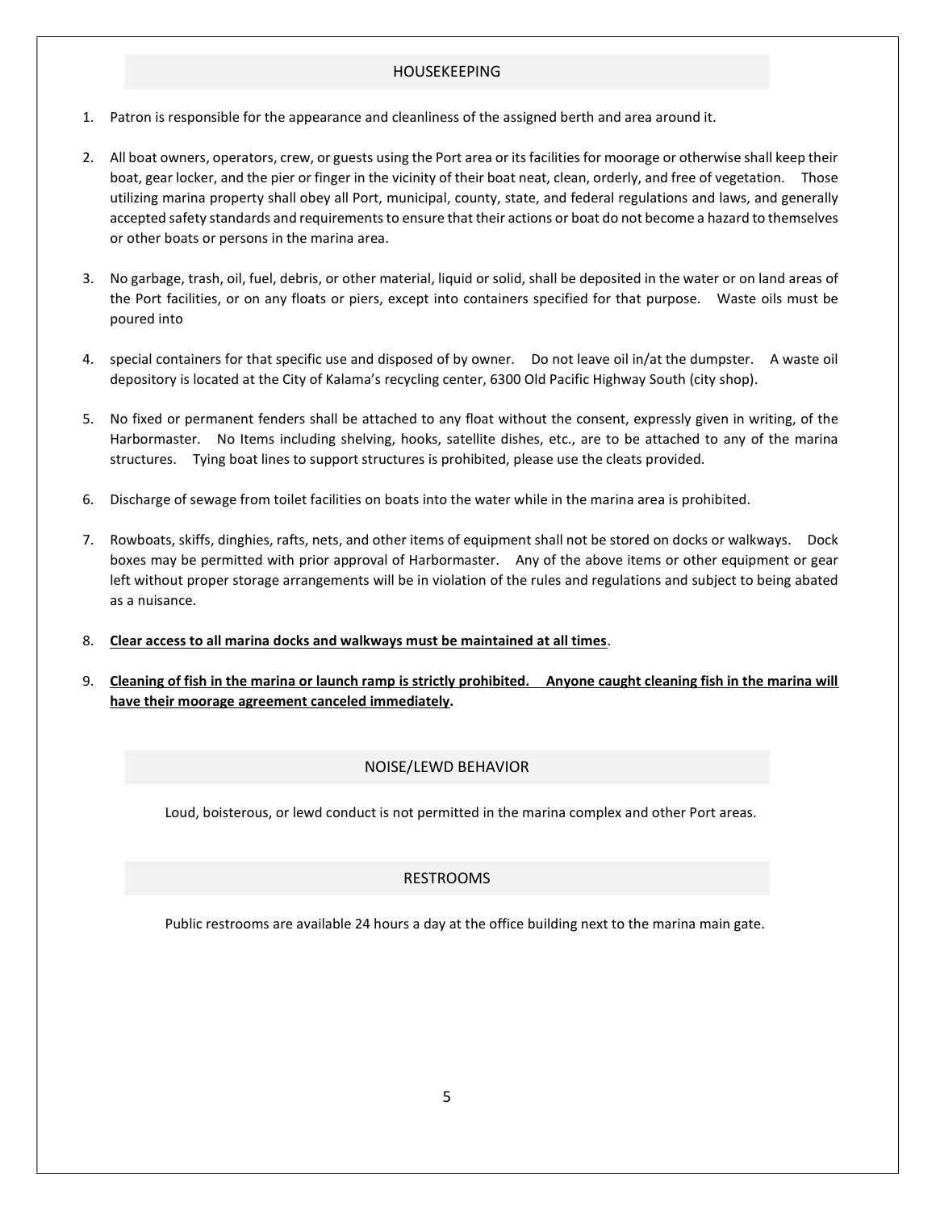## HOUSEKEEPING

1. Patron is responsible for the appearance and cleanliness of the assigned berth and area around it.

2. All boat owners, operators, crew, or guests using the Port area or its facilities for moorage or otherwise shall keep their boat, gear locker, and the pier or finger in the vicinity of their boat neat, clean, orderly, and free of vegetation. Those utilizing marina property shall obey all Port, municipal, county, state, and federal regulations and laws, and generally accepted safety standards and requirements to ensure that their actions or boat do not become a hazard to themselves or other boats or persons in the marina area.

3. No garbage, trash, oil, fuel, debris, or other material, liquid or solid, shall be deposited in the water or on land areas of the Port facilities, or on any floats or piers, except into containers specified for that purpose. Waste oils must be poured into

4. special containers for that specific use and disposed of by owner. Do not leave oil in/at the dumpster. A waste oil depository is located at the City of Kalama's recycling center, 6300 Old Pacific Highway South (city shop).

5. No fixed or permanent fenders shall be attached to any float without the consent, expressly given in writing, of the Harbormaster. No Items including shelving, hooks, satellite dishes, etc., are to be attached to any of the marina structures. Tying boat lines to support structures is prohibited, please use the cleats provided.

6. Discharge of sewage from toilet facilities on boats into the water while in the marina area is prohibited.

7. Rowboats, skiffs, dinghies, rafts, nets, and other items of equipment shall not be stored on docks or walkways. Dock boxes may be permitted with prior approval of Harbormaster. Any of the above items or other equipment or gear left without proper storage arrangements will be in violation of the rules and regulations and subject to being abated as a nuisance.

8. **Clear access to all marina docks and walkways must be maintained at all times**.

9. **Cleaning of fish in the marina or launch ramp is strictly prohibited. Anyone caught cleaning fish in the marina will have their moorage agreement canceled immediately.**

## NOISE/LEWD BEHAVIOR

Loud, boisterous, or lewd conduct is not permitted in the marina complex and other Port areas.

## RESTROOMS

Public restrooms are available 24 hours a day at the office building next to the marina main gate.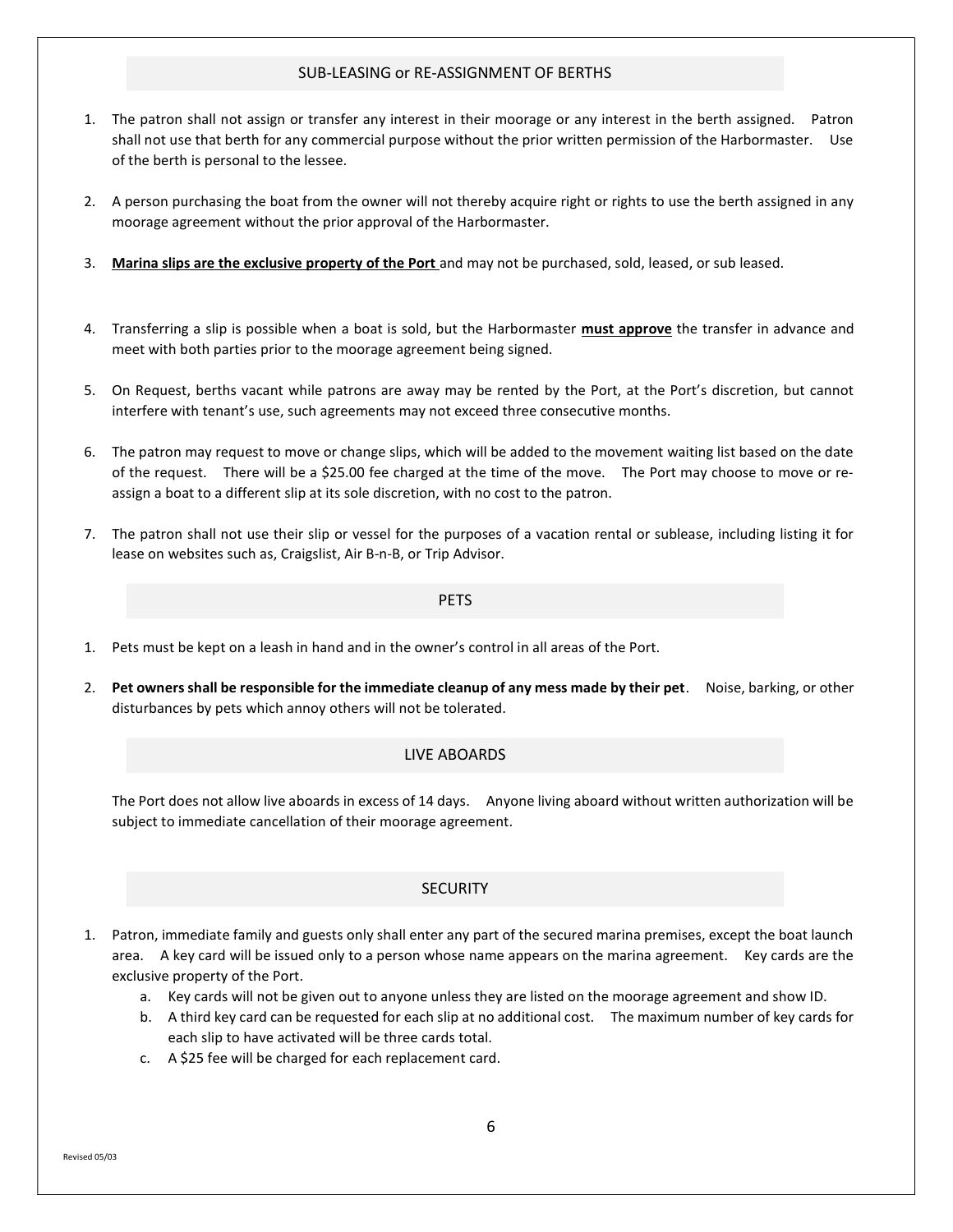## SUB-LEASING or RE-ASSIGNMENT OF BERTHS

1. The patron shall not assign or transfer any interest in their moorage or any interest in the berth assigned. Patron shall not use that berth for any commercial purpose without the prior written permission of the Harbormaster. Use of the berth is personal to the lessee.
2. A person purchasing the boat from the owner will not thereby acquire right or rights to use the berth assigned in any moorage agreement without the prior approval of the Harbormaster.
3. **Marina slips are the exclusive property of the Port** and may not be purchased, sold, leased, or sub leased.
4. Transferring a slip is possible when a boat is sold, but the Harbormaster **must approve** the transfer in advance and meet with both parties prior to the moorage agreement being signed.
5. On Request, berths vacant while patrons are away may be rented by the Port, at the Port's discretion, but cannot interfere with tenant's use, such agreements may not exceed three consecutive months.
6. The patron may request to move or change slips, which will be added to the movement waiting list based on the date of the request. There will be a $25.00 fee charged at the time of the move. The Port may choose to move or re-assign a boat to a different slip at its sole discretion, with no cost to the patron.
7. The patron shall not use their slip or vessel for the purposes of a vacation rental or sublease, including listing it for lease on websites such as, Craigslist, Air B-n-B, or Trip Advisor.

## PETS

1. Pets must be kept on a leash in hand and in the owner's control in all areas of the Port.
2. **Pet owners shall be responsible for the immediate cleanup of any mess made by their pet**. Noise, barking, or other disturbances by pets which annoy others will not be tolerated.

## LIVE ABOARDS

The Port does not allow live aboards in excess of 14 days. Anyone living aboard without written authorization will be subject to immediate cancellation of their moorage agreement.

## SECURITY

1. Patron, immediate family and guests only shall enter any part of the secured marina premises, except the boat launch area. A key card will be issued only to a person whose name appears on the marina agreement. Key cards are the exclusive property of the Port.
   a. Key cards will not be given out to anyone unless they are listed on the moorage agreement and show ID.
   b. A third key card can be requested for each slip at no additional cost. The maximum number of key cards for each slip to have activated will be three cards total.
   c. A $25 fee will be charged for each replacement card.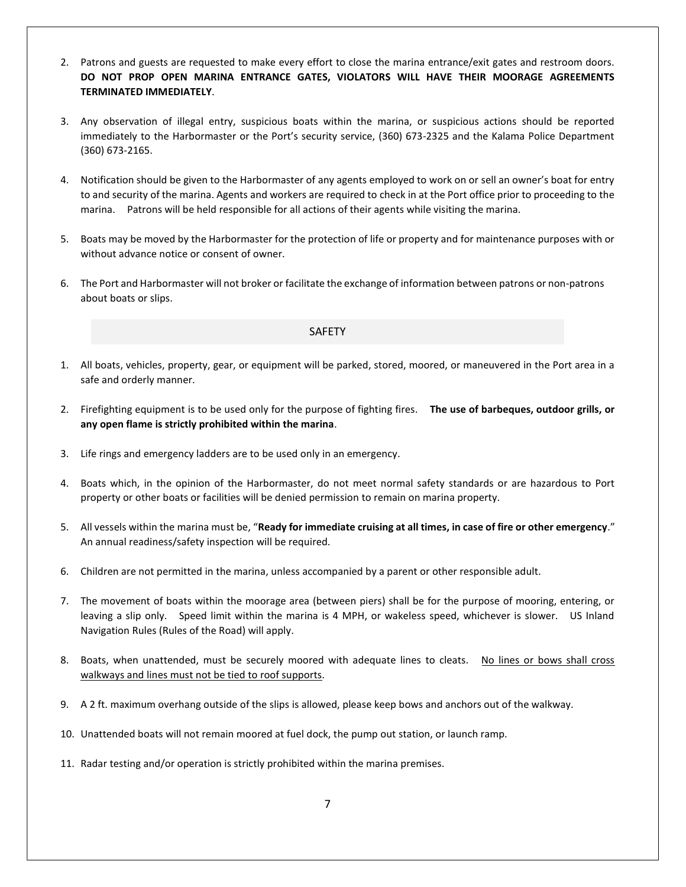2. Patrons and guests are requested to make every effort to close the marina entrance/exit gates and restroom doors. **DO NOT PROP OPEN MARINA ENTRANCE GATES, VIOLATORS WILL HAVE THEIR MOORAGE AGREEMENTS TERMINATED IMMEDIATELY**.

3. Any observation of illegal entry, suspicious boats within the marina, or suspicious actions should be reported immediately to the Harbormaster or the Port's security service, (360) 673-2325 and the Kalama Police Department (360) 673-2165.

4. Notification should be given to the Harbormaster of any agents employed to work on or sell an owner's boat for entry to and security of the marina. Agents and workers are required to check in at the Port office prior to proceeding to the marina. Patrons will be held responsible for all actions of their agents while visiting the marina.

5. Boats may be moved by the Harbormaster for the protection of life or property and for maintenance purposes with or without advance notice or consent of owner.

6. The Port and Harbormaster will not broker or facilitate the exchange of information between patrons or non-patrons about boats or slips.

## SAFETY

1. All boats, vehicles, property, gear, or equipment will be parked, stored, moored, or maneuvered in the Port area in a safe and orderly manner.

2. Firefighting equipment is to be used only for the purpose of fighting fires. **The use of barbeques, outdoor grills, or any open flame is strictly prohibited within the marina**.

3. Life rings and emergency ladders are to be used only in an emergency.

4. Boats which, in the opinion of the Harbormaster, do not meet normal safety standards or are hazardous to Port property or other boats or facilities will be denied permission to remain on marina property.

5. All vessels within the marina must be, "**Ready for immediate cruising at all times, in case of fire or other emergency**." An annual readiness/safety inspection will be required.

6. Children are not permitted in the marina, unless accompanied by a parent or other responsible adult.

7. The movement of boats within the moorage area (between piers) shall be for the purpose of mooring, entering, or leaving a slip only. Speed limit within the marina is 4 MPH, or wakeless speed, whichever is slower. US Inland Navigation Rules (Rules of the Road) will apply.

8. Boats, when unattended, must be securely moored with adequate lines to cleats. <u>No lines or bows shall cross walkways and lines must not be tied to roof supports</u>.

9. A 2 ft. maximum overhang outside of the slips is allowed, please keep bows and anchors out of the walkway.

10. Unattended boats will not remain moored at fuel dock, the pump out station, or launch ramp.

11. Radar testing and/or operation is strictly prohibited within the marina premises.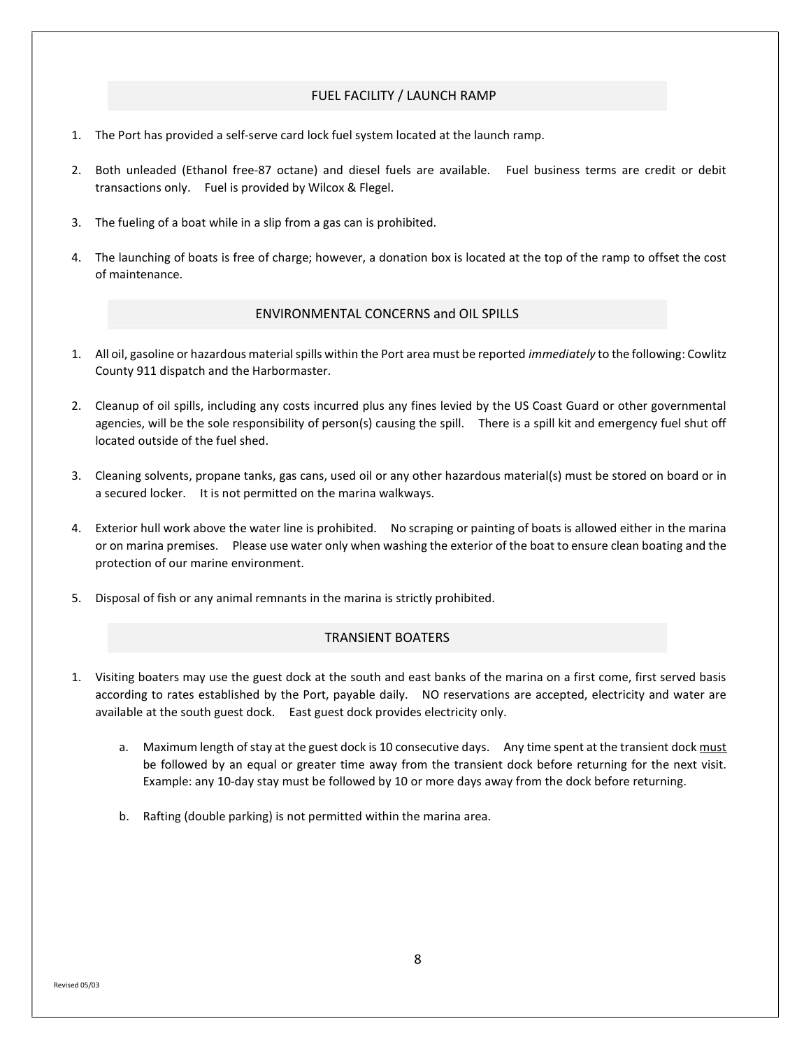## FUEL FACILITY / LAUNCH RAMP

1. The Port has provided a self-serve card lock fuel system located at the launch ramp.

2. Both unleaded (Ethanol free-87 octane) and diesel fuels are available. Fuel business terms are credit or debit transactions only. Fuel is provided by Wilcox & Flegel.

3. The fueling of a boat while in a slip from a gas can is prohibited.

4. The launching of boats is free of charge; however, a donation box is located at the top of the ramp to offset the cost of maintenance.

## ENVIRONMENTAL CONCERNS and OIL SPILLS

1. All oil, gasoline or hazardous material spills within the Port area must be reported *immediately* to the following: Cowlitz County 911 dispatch and the Harbormaster.

2. Cleanup of oil spills, including any costs incurred plus any fines levied by the US Coast Guard or other governmental agencies, will be the sole responsibility of person(s) causing the spill. There is a spill kit and emergency fuel shut off located outside of the fuel shed.

3. Cleaning solvents, propane tanks, gas cans, used oil or any other hazardous material(s) must be stored on board or in a secured locker. It is not permitted on the marina walkways.

4. Exterior hull work above the water line is prohibited. No scraping or painting of boats is allowed either in the marina or on marina premises. Please use water only when washing the exterior of the boat to ensure clean boating and the protection of our marine environment.

5. Disposal of fish or any animal remnants in the marina is strictly prohibited.

## TRANSIENT BOATERS

1. Visiting boaters may use the guest dock at the south and east banks of the marina on a first come, first served basis according to rates established by the Port, payable daily. NO reservations are accepted, electricity and water are available at the south guest dock. East guest dock provides electricity only.

   a. Maximum length of stay at the guest dock is 10 consecutive days. Any time spent at the transient dock <u>must</u> be followed by an equal or greater time away from the transient dock before returning for the next visit. Example: any 10-day stay must be followed by 10 or more days away from the dock before returning.

   b. Rafting (double parking) is not permitted within the marina area.

Revised 05/03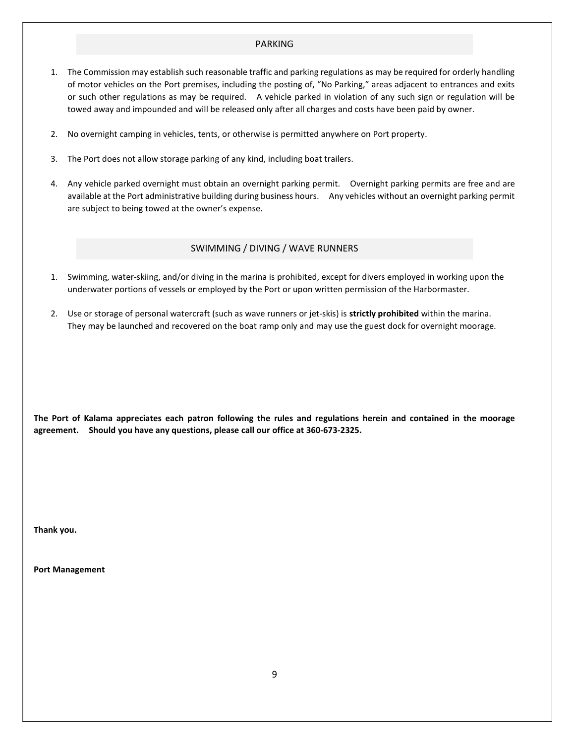## PARKING

1. The Commission may establish such reasonable traffic and parking regulations as may be required for orderly handling of motor vehicles on the Port premises, including the posting of, "No Parking," areas adjacent to entrances and exits or such other regulations as may be required. A vehicle parked in violation of any such sign or regulation will be towed away and impounded and will be released only after all charges and costs have been paid by owner.

2. No overnight camping in vehicles, tents, or otherwise is permitted anywhere on Port property.

3. The Port does not allow storage parking of any kind, including boat trailers.

4. Any vehicle parked overnight must obtain an overnight parking permit. Overnight parking permits are free and are available at the Port administrative building during business hours. Any vehicles without an overnight parking permit are subject to being towed at the owner's expense.

## SWIMMING / DIVING / WAVE RUNNERS

1. Swimming, water-skiing, and/or diving in the marina is prohibited, except for divers employed in working upon the underwater portions of vessels or employed by the Port or upon written permission of the Harbormaster.

2. Use or storage of personal watercraft (such as wave runners or jet-skis) is **strictly prohibited** within the marina. They may be launched and recovered on the boat ramp only and may use the guest dock for overnight moorage.

**The Port of Kalama appreciates each patron following the rules and regulations herein and contained in the moorage agreement. Should you have any questions, please call our office at 360-673-2325.**

**Thank you.**

**Port Management**